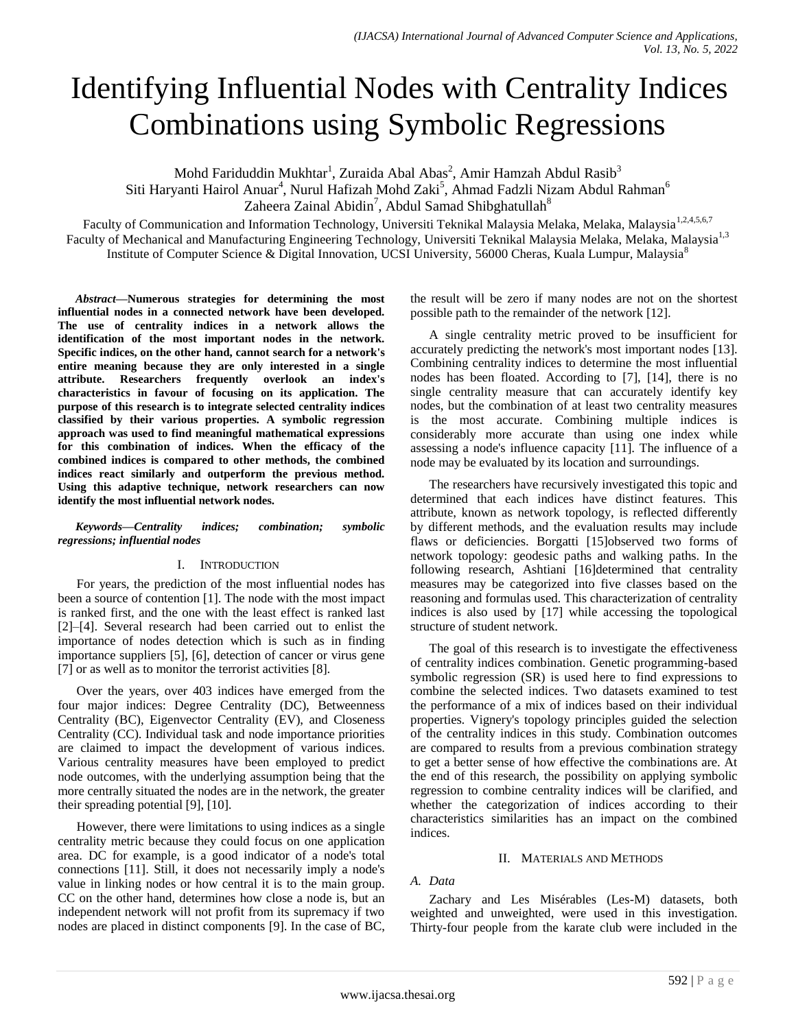# Identifying Influential Nodes with Centrality Indices Combinations using Symbolic Regressions

Mohd Fariduddin Mukhtar[1], Zuraida Abal Abas[2], Amir Hamzah Abdul Rasib[3]
Siti Haryanti Hairol Anuar[4], Nurul Hafizah Mohd Zaki[5], Ahmad Fadzli Nizam Abdul Rahman[6]
Zaheera Zainal Abidin[7], Abdul Samad Shibghatullah[8]

Faculty of Communication and Information Technology, Universiti Teknikal Malaysia Melaka, Melaka, Malaysia[1,2,4,5,6,7]
Faculty of Mechanical and Manufacturing Engineering Technology, Universiti Teknikal Malaysia Melaka, Melaka, Malaysia[1,3]
Institute of Computer Science & Digital Innovation, UCSI University, 56000 Cheras, Kuala Lumpur, Malaysia[8]

***Abstract*—Numerous strategies for determining the most influential nodes in a connected network have been developed. The use of centrality indices in a network allows the identification of the most important nodes in the network. Specific indices, on the other hand, cannot search for a network's entire meaning because they are only interested in a single attribute. Researchers frequently overlook an index's characteristics in favour of focusing on its application. The purpose of this research is to integrate selected centrality indices classified by their various properties. A symbolic regression approach was used to find meaningful mathematical expressions for this combination of indices. When the efficacy of the combined indices is compared to other methods, the combined indices react similarly and outperform the previous method. Using this adaptive technique, network researchers can now identify the most influential network nodes.**

***Keywords*—*Centrality indices; combination; symbolic regressions; influential nodes***

## I. Introduction

For years, the prediction of the most influential nodes has been a source of contention [1]. The node with the most impact is ranked first, and the one with the least effect is ranked last [2]–[4]. Several research had been carried out to enlist the importance of nodes detection which is such as in finding importance suppliers [5], [6], detection of cancer or virus gene [7] or as well as to monitor the terrorist activities [8].

Over the years, over 403 indices have emerged from the four major indices: Degree Centrality (DC), Betweenness Centrality (BC), Eigenvector Centrality (EV), and Closeness Centrality (CC). Individual task and node importance priorities are claimed to impact the development of various indices. Various centrality measures have been employed to predict node outcomes, with the underlying assumption being that the more centrally situated the nodes are in the network, the greater their spreading potential [9], [10].

However, there were limitations to using indices as a single centrality metric because they could focus on one application area. DC for example, is a good indicator of a node's total connections [11]. Still, it does not necessarily imply a node's value in linking nodes or how central it is to the main group. CC on the other hand, determines how close a node is, but an independent network will not profit from its supremacy if two nodes are placed in distinct components [9]. In the case of BC, the result will be zero if many nodes are not on the shortest possible path to the remainder of the network [12].

A single centrality metric proved to be insufficient for accurately predicting the network's most important nodes [13]. Combining centrality indices to determine the most influential nodes has been floated. According to [7], [14], there is no single centrality measure that can accurately identify key nodes, but the combination of at least two centrality measures is the most accurate. Combining multiple indices is considerably more accurate than using one index while assessing a node's influence capacity [11]. The influence of a node may be evaluated by its location and surroundings.

The researchers have recursively investigated this topic and determined that each indices have distinct features. This attribute, known as network topology, is reflected differently by different methods, and the evaluation results may include flaws or deficiencies. Borgatti [15]observed two forms of network topology: geodesic paths and walking paths. In the following research, Ashtiani [16]determined that centrality measures may be categorized into five classes based on the reasoning and formulas used. This characterization of centrality indices is also used by [17] while accessing the topological structure of student network.

The goal of this research is to investigate the effectiveness of centrality indices combination. Genetic programming-based symbolic regression (SR) is used here to find expressions to combine the selected indices. Two datasets examined to test the performance of a mix of indices based on their individual properties. Vignery's topology principles guided the selection of the centrality indices in this study. Combination outcomes are compared to results from a previous combination strategy to get a better sense of how effective the combinations are. At the end of this research, the possibility on applying symbolic regression to combine centrality indices will be clarified, and whether the categorization of indices according to their characteristics similarities has an impact on the combined indices.

## II. Materials and Methods

### A. Data

Zachary and Les Misérables (Les-M) datasets, both weighted and unweighted, were used in this investigation. Thirty-four people from the karate club were included in the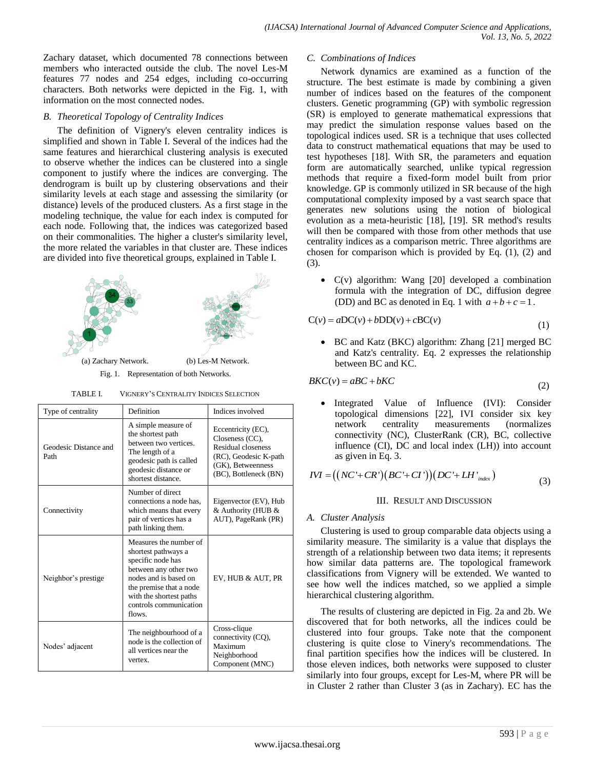Zachary dataset, which documented 78 connections between members who interacted outside the club. The novel Les-M features 77 nodes and 254 edges, including co-occurring characters. Both networks were depicted in the Fig. 1, with information on the most connected nodes.

### *B. Theoretical Topology of Centrality Indices*

The definition of Vignery's eleven centrality indices is simplified and shown in Table I. Several of the indices had the same features and hierarchical clustering analysis is executed to observe whether the indices can be clustered into a single component to justify where the indices are converging. The dendrogram is built up by clustering observations and their similarity levels at each stage and assessing the similarity (or distance) levels of the produced clusters. As a first stage in the modeling technique, the value for each index is computed for each node. Following that, the indices was categorized based on their commonalities. The higher a cluster's similarity level, the more related the variables in that cluster are. These indices are divided into five theoretical groups, explained in Table I.

(a) Zachary Network. (b) Les-M Network.

Fig. 1. Representation of both Networks.

TABLE I. VIGNERY'S CENTRALITY INDICES SELECTION

| Type of centrality | Definition | Indices involved |
|---|---|---|
| Geodesic Distance and Path | A simple measure of the shortest path between two vertices. The length of a geodesic path is called geodesic distance or shortest distance. | Eccentricity (EC), Closeness (CC), Residual closeness (RC), Geodesic K-path (GK), Betweenness (BC), Bottleneck (BN) |
| Connectivity | Number of direct connections a node has, which means that every pair of vertices has a path linking them. | Eigenvector (EV), Hub & Authority (HUB & AUT), PageRank (PR) |
| Neighbor's prestige | Measures the number of shortest pathways a specific node has between any other two nodes and is based on the premise that a node with the shortest paths controls communication flows. | EV, HUB & AUT, PR |
| Nodes' adjacent | The neighbourhood of a node is the collection of all vertices near the vertex. | Cross-clique connectivity (CQ), Maximum Neighborhood Component (MNC) |

### *C. Combinations of Indices*

Network dynamics are examined as a function of the structure. The best estimate is made by combining a given number of indices based on the features of the component clusters. Genetic programming (GP) with symbolic regression (SR) is employed to generate mathematical expressions that may predict the simulation response values based on the topological indices used. SR is a technique that uses collected data to construct mathematical equations that may be used to test hypotheses [18]. With SR, the parameters and equation form are automatically searched, unlike typical regression methods that require a fixed-form model built from prior knowledge. GP is commonly utilized in SR because of the high computational complexity imposed by a vast search space that generates new solutions using the notion of biological evolution as a meta-heuristic [18], [19]. SR method's results will then be compared with those from other methods that use centrality indices as a comparison metric. Three algorithms are chosen for comparison which is provided by Eq. (1), (2) and (3).

- C(v) algorithm: Wang [20] developed a combination formula with the integration of DC, diffusion degree (DD) and BC as denoted in Eq. 1 with $a+b+c=1$.

$$C(v) = a\mathrm{DC}(v) + b\mathrm{DD}(v) + c\mathrm{BC}(v) \tag{1}$$

- BC and Katz (BKC) algorithm: Zhang [21] merged BC and Katz's centrality. Eq. 2 expresses the relationship between BC and KC.

$$BKC(v) = aBC + bKC \tag{2}$$

- Integrated Value of Influence (IVI): Consider topological dimensions [22], IVI consider six key network centrality measurements (normalizes connectivity (NC), ClusterRank (CR), BC, collective influence (CI), DC and local index (LH)) into account as given in Eq. 3.

$$IVI = \left(\left(NC' + CR'\right)\left(BC' + CI'\right)\right)\left(DC' + LH'_{index}\right) \tag{3}$$

## III. RESULT AND DISCUSSION

### *A. Cluster Analysis*

Clustering is used to group comparable data objects using a similarity measure. The similarity is a value that displays the strength of a relationship between two data items; it represents how similar data patterns are. The topological framework classifications from Vignery will be extended. We wanted to see how well the indices matched, so we applied a simple hierarchical clustering algorithm.

The results of clustering are depicted in Fig. 2a and 2b. We discovered that for both networks, all the indices could be clustered into four groups. Take note that the component clustering is quite close to Vinery's recommendations. The final partition specifies how the indices will be clustered. In those eleven indices, both networks were supposed to cluster similarly into four groups, except for Les-M, where PR will be in Cluster 2 rather than Cluster 3 (as in Zachary). EC has the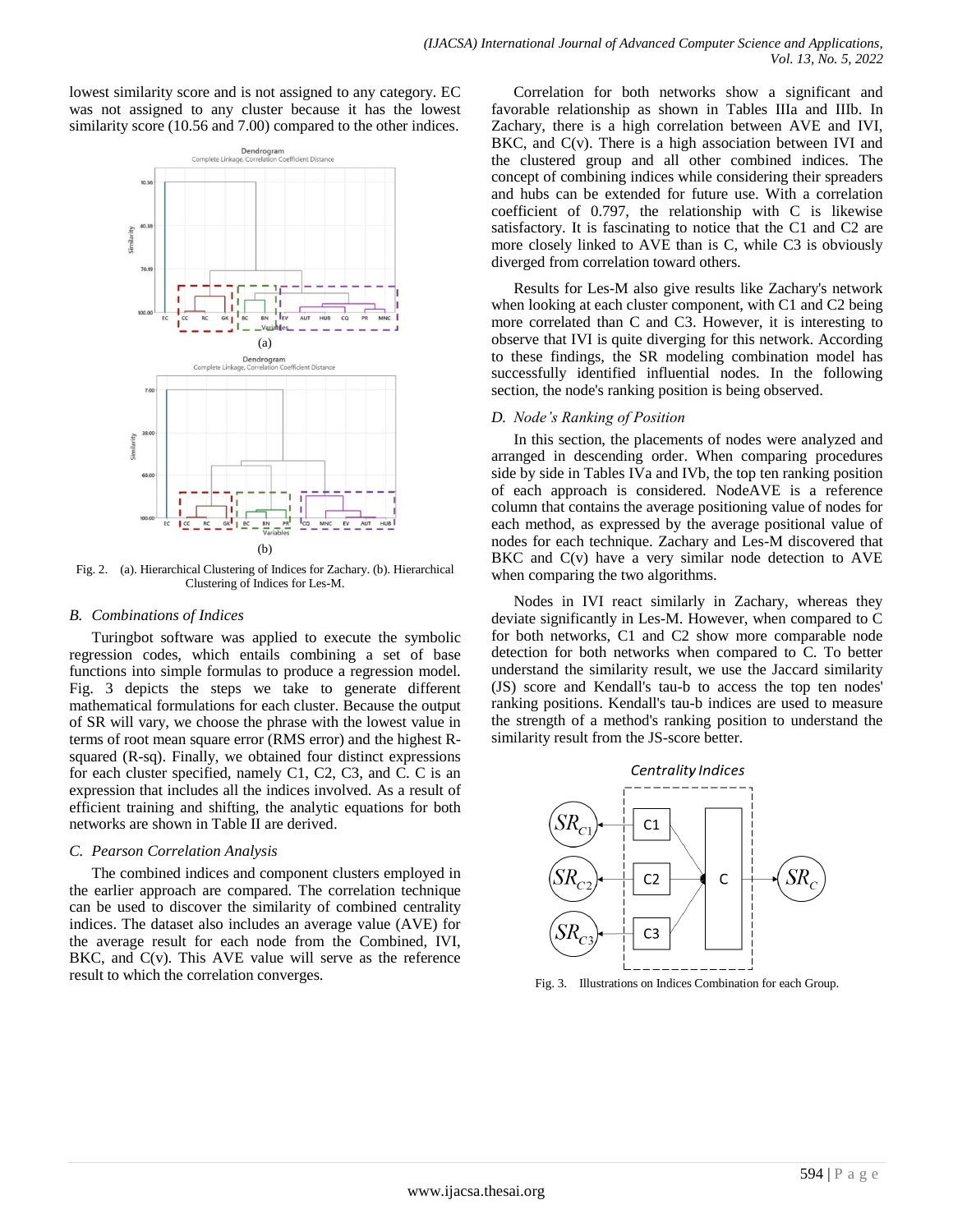lowest similarity score and is not assigned to any category. EC was not assigned to any cluster because it has the lowest similarity score (10.56 and 7.00) compared to the other indices.

Fig. 2. (a). Hierarchical Clustering of Indices for Zachary. (b). Hierarchical Clustering of Indices for Les-M.

### B. Combinations of Indices

Turingbot software was applied to execute the symbolic regression codes, which entails combining a set of base functions into simple formulas to produce a regression model. Fig. 3 depicts the steps we take to generate different mathematical formulations for each cluster. Because the output of SR will vary, we choose the phrase with the lowest value in terms of root mean square error (RMS error) and the highest R-squared (R-sq). Finally, we obtained four distinct expressions for each cluster specified, namely C1, C2, C3, and C. C is an expression that includes all the indices involved. As a result of efficient training and shifting, the analytic equations for both networks are shown in Table II are derived.

### C. Pearson Correlation Analysis

The combined indices and component clusters employed in the earlier approach are compared. The correlation technique can be used to discover the similarity of combined centrality indices. The dataset also includes an average value (AVE) for the average result for each node from the Combined, IVI, BKC, and C(v). This AVE value will serve as the reference result to which the correlation converges.

Correlation for both networks show a significant and favorable relationship as shown in Tables IIIa and IIIb. In Zachary, there is a high correlation between AVE and IVI, BKC, and C(v). There is a high association between IVI and the clustered group and all other combined indices. The concept of combining indices while considering their spreaders and hubs can be extended for future use. With a correlation coefficient of 0.797, the relationship with C is likewise satisfactory. It is fascinating to notice that the C1 and C2 are more closely linked to AVE than is C, while C3 is obviously diverged from correlation toward others.

Results for Les-M also give results like Zachary's network when looking at each cluster component, with C1 and C2 being more correlated than C and C3. However, it is interesting to observe that IVI is quite diverging for this network. According to these findings, the SR modeling combination model has successfully identified influential nodes. In the following section, the node's ranking position is being observed.

### D. Node's Ranking of Position

In this section, the placements of nodes were analyzed and arranged in descending order. When comparing procedures side by side in Tables IVa and IVb, the top ten ranking position of each approach is considered. NodeAVE is a reference column that contains the average positioning value of nodes for each method, as expressed by the average positional value of nodes for each technique. Zachary and Les-M discovered that BKC and C(v) have a very similar node detection to AVE when comparing the two algorithms.

Nodes in IVI react similarly in Zachary, whereas they deviate significantly in Les-M. However, when compared to C for both networks, C1 and C2 show more comparable node detection for both networks when compared to C. To better understand the similarity result, we use the Jaccard similarity (JS) score and Kendall's tau-b to access the top ten nodes' ranking positions. Kendall's tau-b indices are used to measure the strength of a method's ranking position to understand the similarity result from the JS-score better.

Fig. 3. Illustrations on Indices Combination for each Group.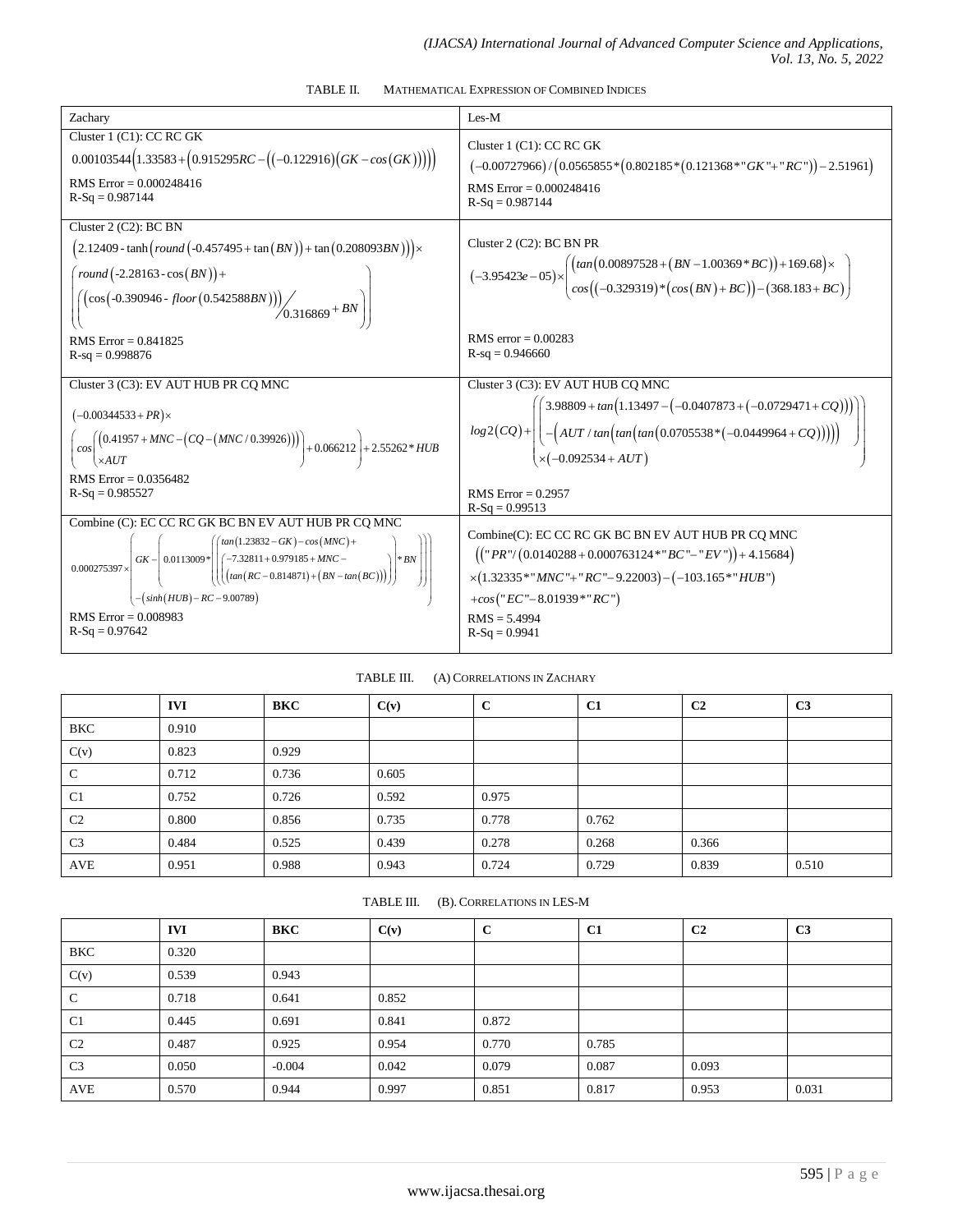TABLE II. MATHEMATICAL EXPRESSION OF COMBINED INDICES

| Zachary | Les-M |
|---|---|
| Cluster 1 (C1): CC RC GK<br>$0.00103544\left(1.33583+\left(0.915295RC-\left(\left(-0.122916\right)\left(GK-cos\left(GK\right)\right)\right)\right)\right)$<br>RMS Error = 0.000248416<br>R-Sq = 0.987144 | Cluster 1 (C1): CC RC GK<br>$\left(-0.00727966\right)/\left(0.0565855*\left(0.802185*\left(0.121368*"GK"+"RC"\right)\right)-2.51961\right)$<br>RMS Error = 0.000248416<br>R-Sq = 0.987144 |
| Cluster 2 (C2): BC BN<br>$\left(2.12409-\tanh\left(round\left(-0.457495+\tan\left(BN\right)\right)+\tan\left(0.208093BN\right)\right)\right)\times \left(round\left(-2.28163-\cos\left(BN\right)\right)+\left(\left(\cos\left(-0.390946-floor\left(0.542588BN\right)\right)\right)/0.316869+BN\right)\right)$<br>RMS Error = 0.841825<br>R-sq = 0.998876 | Cluster 2 (C2): BC BN PR<br>$\left(-3.95423e-05\right)\times\left(\left(tan\left(0.00897528+\left(BN-1.00369*BC\right)\right)+169.68\right)\times cos\left(\left(-0.329319\right)*\left(cos\left(BN\right)+BC\right)\right)-\left(368.183+BC\right)\right)$<br>RMS error = 0.00283<br>R-sq = 0.946660 |
| Cluster 3 (C3): EV AUT HUB PR CQ MNC<br>$\left(-0.00344533+PR\right)\times\left(cos\left(\left(0.41957+MNC-\left(CQ-\left(MNC/0.39926\right)\right)\right)\times AUT\right)+0.066212\right)+2.55262*HUB$<br>RMS Error = 0.0356482<br>R-Sq = 0.985527 | Cluster 3 (C3): EV AUT HUB CQ MNC<br>$log2\left(CQ\right)+\left(\left(3.98809+tan\left(1.13497-\left(-0.0407873+\left(-0.0729471+CQ\right)\right)\right)\right)-\left(AUT/tan\left(tan\left(tan\left(0.0705538*\left(-0.0449964+CQ\right)\right)\right)\right)\right)\times\left(-0.092534+AUT\right)\right)$<br>RMS Error = 0.2957<br>R-Sq = 0.99513 |
| Combine (C): EC CC RC GK BC BN EV AUT HUB PR CQ MNC<br>$0.000275397\times\left(GK-\left(0.0113009*\left(\left(tan\left(1.23832-GK\right)-cos\left(MNC\right)+\left(-7.32811+0.979185+MNC-\left(tan\left(RC-0.814871\right)+\left(BN-tan\left(BC\right)\right)\right)\right)\right)*BN\right)\right)-\left(sinh\left(HUB\right)-RC-9.00789\right)\right)$<br>RMS Error = 0.008983<br>R-Sq = 0.97642 | Combine(C): EC CC RC GK BC BN EV AUT HUB PR CQ MNC<br>$\left(\left("PR"/\left(0.0140288+0.000763124*"BC"-"EV"\right)\right)+4.15684\right)\times\left(1.32335*"MNC"+"RC"-9.22003\right)-\left(-103.165*"HUB"\right)+cos\left("EC"-8.01939*"RC"\right)$<br>RMS = 5.4994<br>R-Sq = 0.9941 |

TABLE III. (A) CORRELATIONS IN ZACHARY

| | IVI | BKC | C(v) | C | C1 | C2 | C3 |
|---|---|---|---|---|---|---|---|
| BKC | 0.910 | | | | | | |
| C(v) | 0.823 | 0.929 | | | | | |
| C | 0.712 | 0.736 | 0.605 | | | | |
| C1 | 0.752 | 0.726 | 0.592 | 0.975 | | | |
| C2 | 0.800 | 0.856 | 0.735 | 0.778 | 0.762 | | |
| C3 | 0.484 | 0.525 | 0.439 | 0.278 | 0.268 | 0.366 | |
| AVE | 0.951 | 0.988 | 0.943 | 0.724 | 0.729 | 0.839 | 0.510 |

TABLE III. (B). CORRELATIONS IN LES-M

| | IVI | BKC | C(v) | C | C1 | C2 | C3 |
|---|---|---|---|---|---|---|---|
| BKC | 0.320 | | | | | | |
| C(v) | 0.539 | 0.943 | | | | | |
| C | 0.718 | 0.641 | 0.852 | | | | |
| C1 | 0.445 | 0.691 | 0.841 | 0.872 | | | |
| C2 | 0.487 | 0.925 | 0.954 | 0.770 | 0.785 | | |
| C3 | 0.050 | -0.004 | 0.042 | 0.079 | 0.087 | 0.093 | |
| AVE | 0.570 | 0.944 | 0.997 | 0.851 | 0.817 | 0.953 | 0.031 |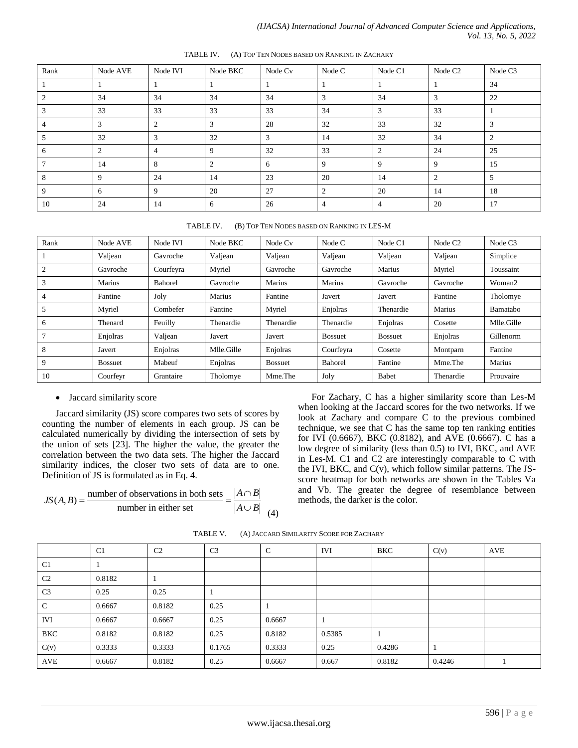TABLE IV. (A) TOP TEN NODES BASED ON RANKING IN ZACHARY

| Rank | Node AVE | Node IVI | Node BKC | Node Cv | Node C | Node C1 | Node C2 | Node C3 |
|---|---|---|---|---|---|---|---|---|
| 1 | 1 | 1 | 1 | 1 | 1 | 1 | 1 | 34 |
| 2 | 34 | 34 | 34 | 34 | 3 | 34 | 3 | 22 |
| 3 | 33 | 33 | 33 | 33 | 34 | 3 | 33 | 1 |
| 4 | 3 | 2 | 3 | 28 | 32 | 33 | 32 | 3 |
| 5 | 32 | 3 | 32 | 3 | 14 | 32 | 34 | 2 |
| 6 | 2 | 4 | 9 | 32 | 33 | 2 | 24 | 25 |
| 7 | 14 | 8 | 2 | 6 | 9 | 9 | 9 | 15 |
| 8 | 9 | 24 | 14 | 23 | 20 | 14 | 2 | 5 |
| 9 | 6 | 9 | 20 | 27 | 2 | 20 | 14 | 18 |
| 10 | 24 | 14 | 6 | 26 | 4 | 4 | 20 | 17 |

TABLE IV. (B) TOP TEN NODES BASED ON RANKING IN LES-M

| Rank | Node AVE | Node IVI | Node BKC | Node Cv | Node C | Node C1 | Node C2 | Node C3 |
|---|---|---|---|---|---|---|---|---|
| 1 | Valjean | Gavroche | Valjean | Valjean | Valjean | Valjean | Valjean | Simplice |
| 2 | Gavroche | Courfeyra | Myriel | Gavroche | Gavroche | Marius | Myriel | Toussaint |
| 3 | Marius | Bahorel | Gavroche | Marius | Marius | Gavroche | Gavroche | Woman2 |
| 4 | Fantine | Joly | Marius | Fantine | Javert | Javert | Fantine | Tholomye |
| 5 | Myriel | Combefer | Fantine | Myriel | Enjolras | Thenardie | Marius | Bamatabo |
| 6 | Thenard | Feuilly | Thenardie | Thenardie | Thenardie | Enjolras | Cosette | Mlle.Gille |
| 7 | Enjolras | Valjean | Javert | Javert | Bossuet | Bossuet | Enjolras | Gillenorm |
| 8 | Javert | Enjolras | Mlle.Gille | Enjolras | Courfeyra | Cosette | Montparn | Fantine |
| 9 | Bossuet | Mabeuf | Enjolras | Bossuet | Bahorel | Fantine | Mme.The | Marius |
| 10 | Courfeyr | Grantaire | Tholomye | Mme.The | Joly | Babet | Thenardie | Prouvaire |

- Jaccard similarity score

Jaccard similarity (JS) score compares two sets of scores by counting the number of elements in each group. JS can be calculated numerically by dividing the intersection of sets by the union of sets [23]. The higher the value, the greater the correlation between the two data sets. The higher the Jaccard similarity indices, the closer two sets of data are to one. Definition of JS is formulated as in Eq. 4.

$$JS(A,B) = \frac{\text{number of observations in both sets}}{\text{number in either set}} = \frac{|A \cap B|}{|A \cup B|} \quad (4)$$

For Zachary, C has a higher similarity score than Les-M when looking at the Jaccard scores for the two networks. If we look at Zachary and compare C to the previous combined technique, we see that C has the same top ten ranking entities for IVI (0.6667), BKC (0.8182), and AVE (0.6667). C has a low degree of similarity (less than 0.5) to IVI, BKC, and AVE in Les-M. C1 and C2 are interestingly comparable to C with the IVI, BKC, and C(v), which follow similar patterns. The JS-score heatmap for both networks are shown in the Tables Va and Vb. The greater the degree of resemblance between methods, the darker is the color.

TABLE V. (A) JACCARD SIMILARITY SCORE FOR ZACHARY

| | C1 | C2 | C3 | C | IVI | BKC | C(v) | AVE |
|---|---|---|---|---|---|---|---|---|
| C1 | 1 | | | | | | | |
| C2 | 0.8182 | 1 | | | | | | |
| C3 | 0.25 | 0.25 | 1 | | | | | |
| C | 0.6667 | 0.8182 | 0.25 | 1 | | | | |
| IVI | 0.6667 | 0.6667 | 0.25 | 0.6667 | 1 | | | |
| BKC | 0.8182 | 0.8182 | 0.25 | 0.8182 | 0.5385 | 1 | | |
| C(v) | 0.3333 | 0.3333 | 0.1765 | 0.3333 | 0.25 | 0.4286 | 1 | |
| AVE | 0.6667 | 0.8182 | 0.25 | 0.6667 | 0.667 | 0.8182 | 0.4246 | 1 |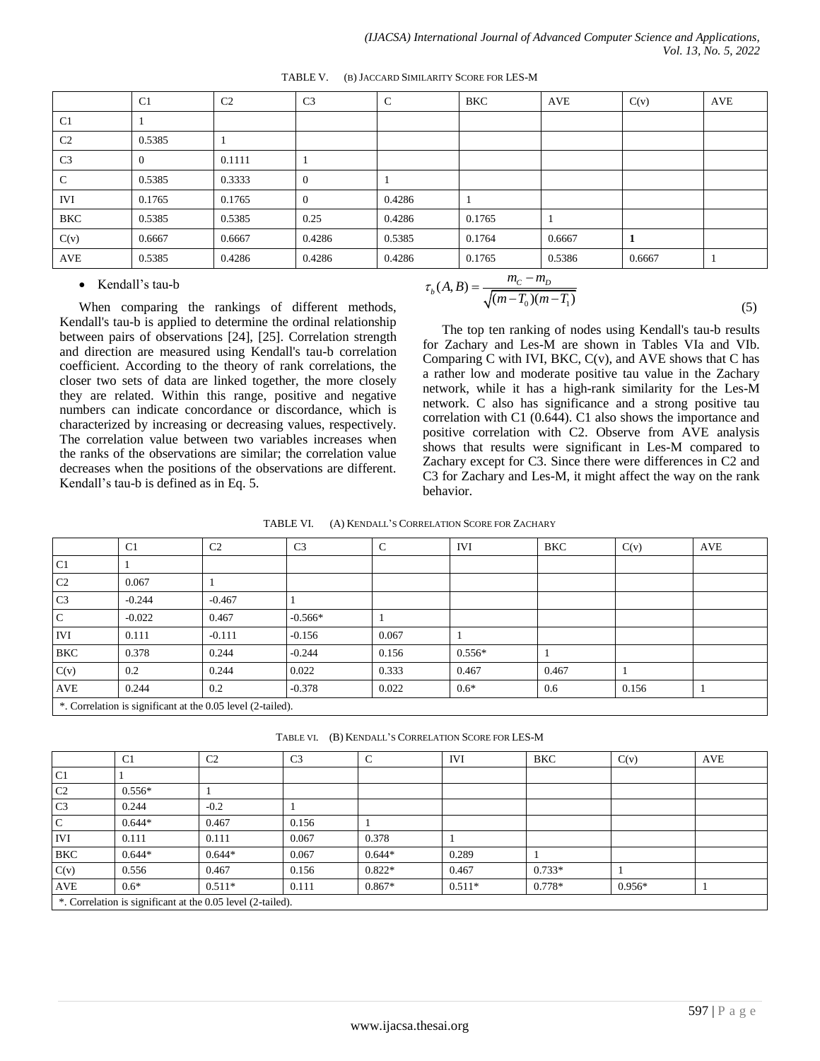TABLE V. (B) JACCARD SIMILARITY SCORE FOR LES-M

| | C1 | C2 | C3 | C | BKC | AVE | C(v) | AVE |
|---|---|---|---|---|---|---|---|---|
| C1 | 1 | | | | | | | |
| C2 | 0.5385 | 1 | | | | | | |
| C3 | 0 | 0.1111 | 1 | | | | | |
| C | 0.5385 | 0.3333 | 0 | 1 | | | | |
| IVI | 0.1765 | 0.1765 | 0 | 0.4286 | 1 | | | |
| BKC | 0.5385 | 0.5385 | 0.25 | 0.4286 | 0.1765 | 1 | | |
| C(v) | 0.6667 | 0.6667 | 0.4286 | 0.5385 | 0.1764 | 0.6667 | **1** | |
| AVE | 0.5385 | 0.4286 | 0.4286 | 0.4286 | 0.1765 | 0.5386 | 0.6667 | 1 |

- Kendall's tau-b

When comparing the rankings of different methods, Kendall's tau-b is applied to determine the ordinal relationship between pairs of observations [24], [25]. Correlation strength and direction are measured using Kendall's tau-b correlation coefficient. According to the theory of rank correlations, the closer two sets of data are linked together, the more closely they are related. Within this range, positive and negative numbers can indicate concordance or discordance, which is characterized by increasing or decreasing values, respectively. The correlation value between two variables increases when the ranks of the observations are similar; the correlation value decreases when the positions of the observations are different. Kendall's tau-b is defined as in Eq. 5.

$$\tau_b(A,B) = \frac{m_C - m_D}{\sqrt{(m-T_0)(m-T_1)}} \tag{5}$$

The top ten ranking of nodes using Kendall's tau-b results for Zachary and Les-M are shown in Tables VIa and VIb. Comparing C with IVI, BKC, C(v), and AVE shows that C has a rather low and moderate positive tau value in the Zachary network, while it has a high-rank similarity for the Les-M network. C also has significance and a strong positive tau correlation with C1 (0.644). C1 also shows the importance and positive correlation with C2. Observe from AVE analysis shows that results were significant in Les-M compared to Zachary except for C3. Since there were differences in C2 and C3 for Zachary and Les-M, it might affect the way on the rank behavior.

TABLE VI. (A) KENDALL'S CORRELATION SCORE FOR ZACHARY

| | C1 | C2 | C3 | C | IVI | BKC | C(v) | AVE |
|---|---|---|---|---|---|---|---|---|
| C1 | 1 | | | | | | | |
| C2 | 0.067 | 1 | | | | | | |
| C3 | -0.244 | -0.467 | 1 | | | | | |
| C | -0.022 | 0.467 | -0.566* | 1 | | | | |
| IVI | 0.111 | -0.111 | -0.156 | 0.067 | 1 | | | |
| BKC | 0.378 | 0.244 | -0.244 | 0.156 | 0.556* | 1 | | |
| C(v) | 0.2 | 0.244 | 0.022 | 0.333 | 0.467 | 0.467 | 1 | |
| AVE | 0.244 | 0.2 | -0.378 | 0.022 | 0.6* | 0.6 | 0.156 | 1 |

*. Correlation is significant at the 0.05 level (2-tailed).

TABLE VI. (B) KENDALL'S CORRELATION SCORE FOR LES-M

| | C1 | C2 | C3 | C | IVI | BKC | C(v) | AVE |
|---|---|---|---|---|---|---|---|---|
| C1 | 1 | | | | | | | |
| C2 | 0.556* | 1 | | | | | | |
| C3 | 0.244 | -0.2 | 1 | | | | | |
| C | 0.644* | 0.467 | 0.156 | 1 | | | | |
| IVI | 0.111 | 0.111 | 0.067 | 0.378 | 1 | | | |
| BKC | 0.644* | 0.644* | 0.067 | 0.644* | 0.289 | 1 | | |
| C(v) | 0.556 | 0.467 | 0.156 | 0.822* | 0.467 | 0.733* | 1 | |
| AVE | 0.6* | 0.511* | 0.111 | 0.867* | 0.511* | 0.778* | 0.956* | 1 |

*. Correlation is significant at the 0.05 level (2-tailed).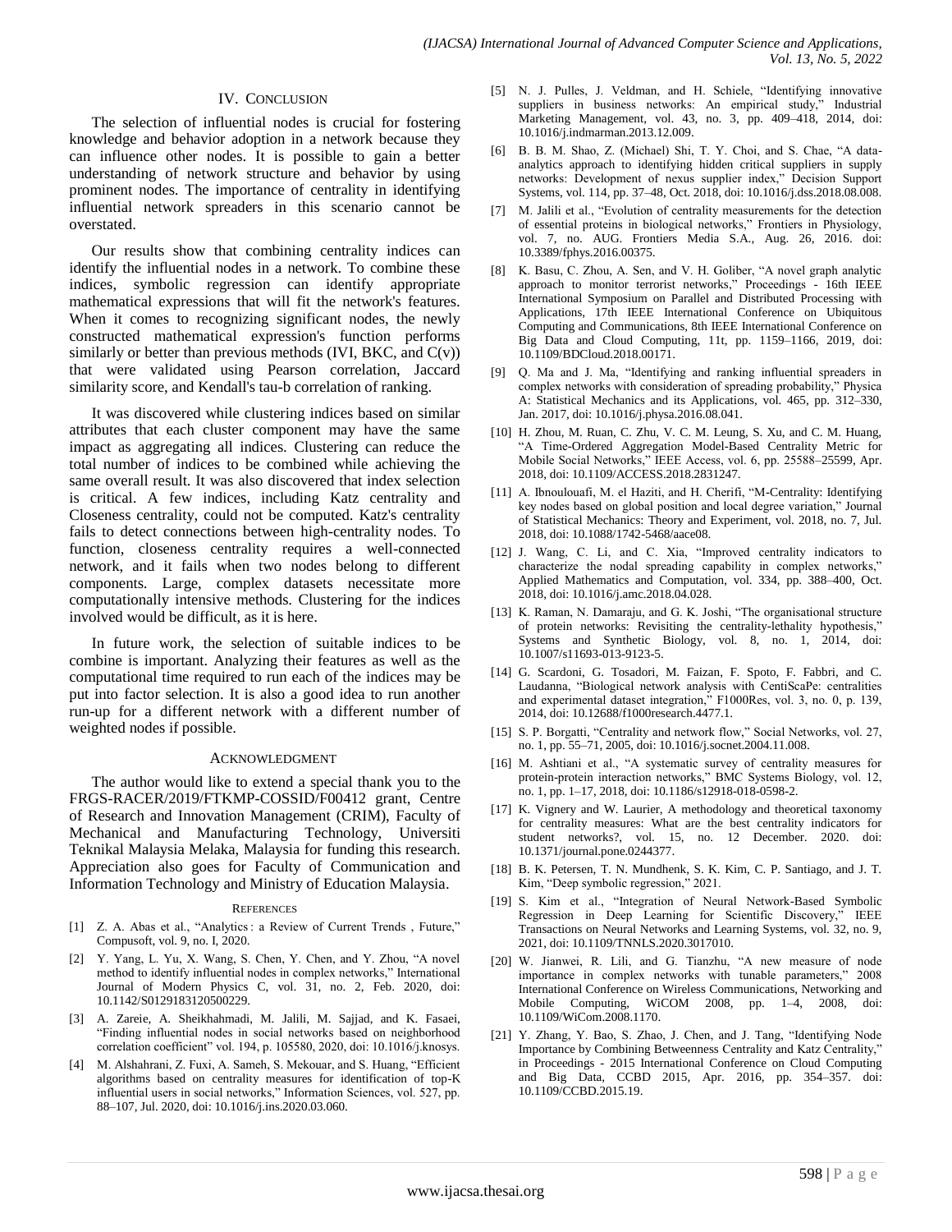## IV. Conclusion

The selection of influential nodes is crucial for fostering knowledge and behavior adoption in a network because they can influence other nodes. It is possible to gain a better understanding of network structure and behavior by using prominent nodes. The importance of centrality in identifying influential network spreaders in this scenario cannot be overstated.

Our results show that combining centrality indices can identify the influential nodes in a network. To combine these indices, symbolic regression can identify appropriate mathematical expressions that will fit the network's features. When it comes to recognizing significant nodes, the newly constructed mathematical expression's function performs similarly or better than previous methods (IVI, BKC, and C(v)) that were validated using Pearson correlation, Jaccard similarity score, and Kendall's tau-b correlation of ranking.

It was discovered while clustering indices based on similar attributes that each cluster component may have the same impact as aggregating all indices. Clustering can reduce the total number of indices to be combined while achieving the same overall result. It was also discovered that index selection is critical. A few indices, including Katz centrality and Closeness centrality, could not be computed. Katz's centrality fails to detect connections between high-centrality nodes. To function, closeness centrality requires a well-connected network, and it fails when two nodes belong to different components. Large, complex datasets necessitate more computationally intensive methods. Clustering for the indices involved would be difficult, as it is here.

In future work, the selection of suitable indices to be combine is important. Analyzing their features as well as the computational time required to run each of the indices may be put into factor selection. It is also a good idea to run another run-up for a different network with a different number of weighted nodes if possible.

## Acknowledgment

The author would like to extend a special thank you to the FRGS-RACER/2019/FTKMP-COSSID/F00412 grant, Centre of Research and Innovation Management (CRIM), Faculty of Mechanical and Manufacturing Technology, Universiti Teknikal Malaysia Melaka, Malaysia for funding this research. Appreciation also goes for Faculty of Communication and Information Technology and Ministry of Education Malaysia.

## References

[1] Z. A. Abas et al., "Analytics : a Review of Current Trends , Future," Compusoft, vol. 9, no. I, 2020.

[2] Y. Yang, L. Yu, X. Wang, S. Chen, Y. Chen, and Y. Zhou, "A novel method to identify influential nodes in complex networks," International Journal of Modern Physics C, vol. 31, no. 2, Feb. 2020, doi: 10.1142/S0129183120500229.

[3] A. Zareie, A. Sheikhahmadi, M. Jalili, M. Sajjad, and K. Fasaei, "Finding influential nodes in social networks based on neighborhood correlation coefficient" vol. 194, p. 105580, 2020, doi: 10.1016/j.knosys.

[4] M. Alshahrani, Z. Fuxi, A. Sameh, S. Mekouar, and S. Huang, "Efficient algorithms based on centrality measures for identification of top-K influential users in social networks," Information Sciences, vol. 527, pp. 88–107, Jul. 2020, doi: 10.1016/j.ins.2020.03.060.

[5] N. J. Pulles, J. Veldman, and H. Schiele, "Identifying innovative suppliers in business networks: An empirical study," Industrial Marketing Management, vol. 43, no. 3, pp. 409–418, 2014, doi: 10.1016/j.indmarman.2013.12.009.

[6] B. B. M. Shao, Z. (Michael) Shi, T. Y. Choi, and S. Chae, "A data-analytics approach to identifying hidden critical suppliers in supply networks: Development of nexus supplier index," Decision Support Systems, vol. 114, pp. 37–48, Oct. 2018, doi: 10.1016/j.dss.2018.08.008.

[7] M. Jalili et al., "Evolution of centrality measurements for the detection of essential proteins in biological networks," Frontiers in Physiology, vol. 7, no. AUG. Frontiers Media S.A., Aug. 26, 2016. doi: 10.3389/fphys.2016.00375.

[8] K. Basu, C. Zhou, A. Sen, and V. H. Goliber, "A novel graph analytic approach to monitor terrorist networks," Proceedings - 16th IEEE International Symposium on Parallel and Distributed Processing with Applications, 17th IEEE International Conference on Ubiquitous Computing and Communications, 8th IEEE International Conference on Big Data and Cloud Computing, 11t, pp. 1159–1166, 2019, doi: 10.1109/BDCloud.2018.00171.

[9] Q. Ma and J. Ma, "Identifying and ranking influential spreaders in complex networks with consideration of spreading probability," Physica A: Statistical Mechanics and its Applications, vol. 465, pp. 312–330, Jan. 2017, doi: 10.1016/j.physa.2016.08.041.

[10] H. Zhou, M. Ruan, C. Zhu, V. C. M. Leung, S. Xu, and C. M. Huang, "A Time-Ordered Aggregation Model-Based Centrality Metric for Mobile Social Networks," IEEE Access, vol. 6, pp. 25588–25599, Apr. 2018, doi: 10.1109/ACCESS.2018.2831247.

[11] A. Ibnoulouafi, M. el Haziti, and H. Cherifi, "M-Centrality: Identifying key nodes based on global position and local degree variation," Journal of Statistical Mechanics: Theory and Experiment, vol. 2018, no. 7, Jul. 2018, doi: 10.1088/1742-5468/aace08.

[12] J. Wang, C. Li, and C. Xia, "Improved centrality indicators to characterize the nodal spreading capability in complex networks," Applied Mathematics and Computation, vol. 334, pp. 388–400, Oct. 2018, doi: 10.1016/j.amc.2018.04.028.

[13] K. Raman, N. Damaraju, and G. K. Joshi, "The organisational structure of protein networks: Revisiting the centrality-lethality hypothesis," Systems and Synthetic Biology, vol. 8, no. 1, 2014, doi: 10.1007/s11693-013-9123-5.

[14] G. Scardoni, G. Tosadori, M. Faizan, F. Spoto, F. Fabbri, and C. Laudanna, "Biological network analysis with CentiScaPe: centralities and experimental dataset integration," F1000Res, vol. 3, no. 0, p. 139, 2014, doi: 10.12688/f1000research.4477.1.

[15] S. P. Borgatti, "Centrality and network flow," Social Networks, vol. 27, no. 1, pp. 55–71, 2005, doi: 10.1016/j.socnet.2004.11.008.

[16] M. Ashtiani et al., "A systematic survey of centrality measures for protein-protein interaction networks," BMC Systems Biology, vol. 12, no. 1, pp. 1–17, 2018, doi: 10.1186/s12918-018-0598-2.

[17] K. Vignery and W. Laurier, A methodology and theoretical taxonomy for centrality measures: What are the best centrality indicators for student networks?, vol. 15, no. 12 December. 2020. doi: 10.1371/journal.pone.0244377.

[18] B. K. Petersen, T. N. Mundhenk, S. K. Kim, C. P. Santiago, and J. T. Kim, "Deep symbolic regression," 2021.

[19] S. Kim et al., "Integration of Neural Network-Based Symbolic Regression in Deep Learning for Scientific Discovery," IEEE Transactions on Neural Networks and Learning Systems, vol. 32, no. 9, 2021, doi: 10.1109/TNNLS.2020.3017010.

[20] W. Jianwei, R. Lili, and G. Tianzhu, "A new measure of node importance in complex networks with tunable parameters," 2008 International Conference on Wireless Communications, Networking and Mobile Computing, WiCOM 2008, pp. 1–4, 2008, doi: 10.1109/WiCom.2008.1170.

[21] Y. Zhang, Y. Bao, S. Zhao, J. Chen, and J. Tang, "Identifying Node Importance by Combining Betweenness Centrality and Katz Centrality," in Proceedings - 2015 International Conference on Cloud Computing and Big Data, CCBD 2015, Apr. 2016, pp. 354–357. doi: 10.1109/CCBD.2015.19.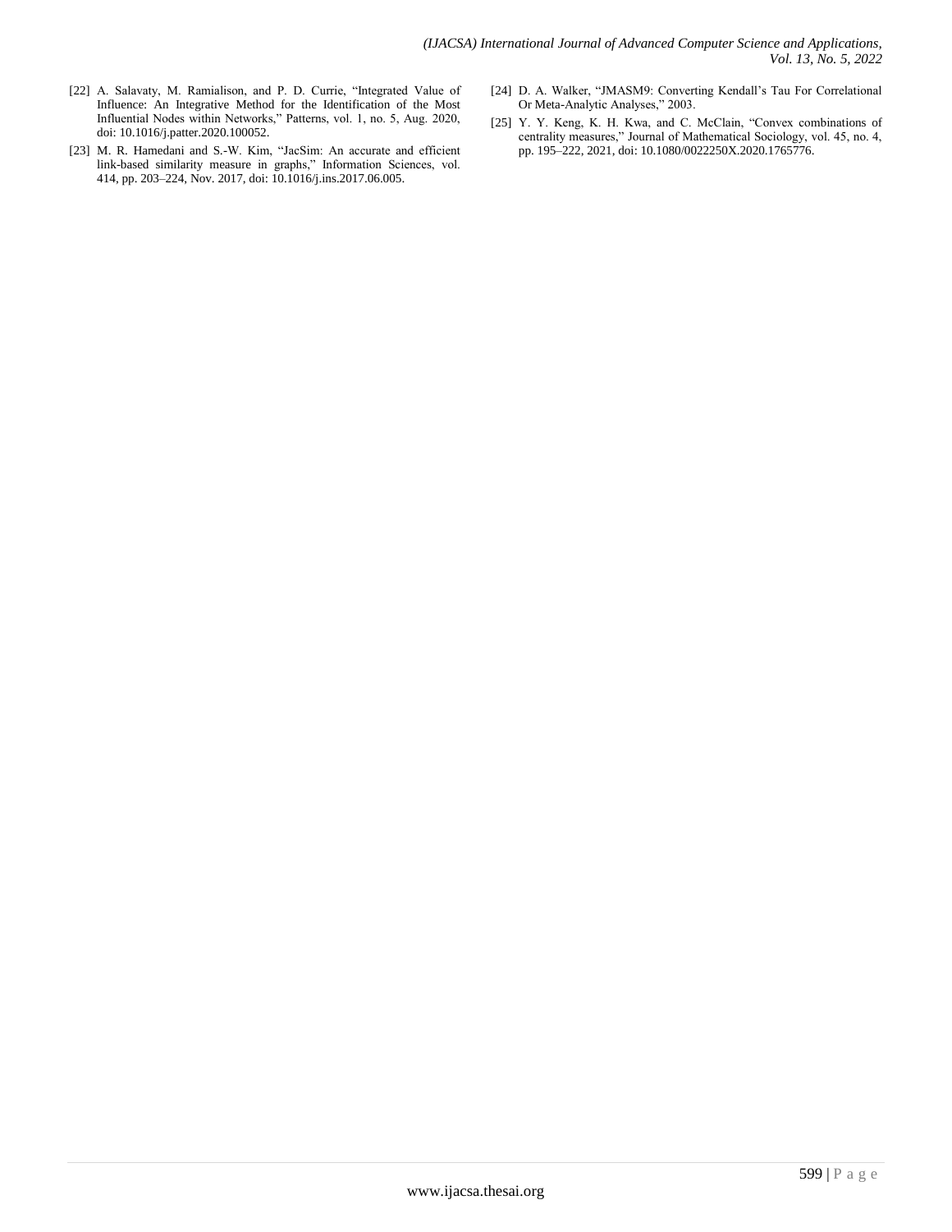[22] A. Salavaty, M. Ramialison, and P. D. Currie, "Integrated Value of Influence: An Integrative Method for the Identification of the Most Influential Nodes within Networks," Patterns, vol. 1, no. 5, Aug. 2020, doi: 10.1016/j.patter.2020.100052.

[23] M. R. Hamedani and S.-W. Kim, "JacSim: An accurate and efficient link-based similarity measure in graphs," Information Sciences, vol. 414, pp. 203–224, Nov. 2017, doi: 10.1016/j.ins.2017.06.005.

[24] D. A. Walker, "JMASM9: Converting Kendall's Tau For Correlational Or Meta-Analytic Analyses," 2003.

[25] Y. Y. Keng, K. H. Kwa, and C. McClain, "Convex combinations of centrality measures," Journal of Mathematical Sociology, vol. 45, no. 4, pp. 195–222, 2021, doi: 10.1080/0022250X.2020.1765776.